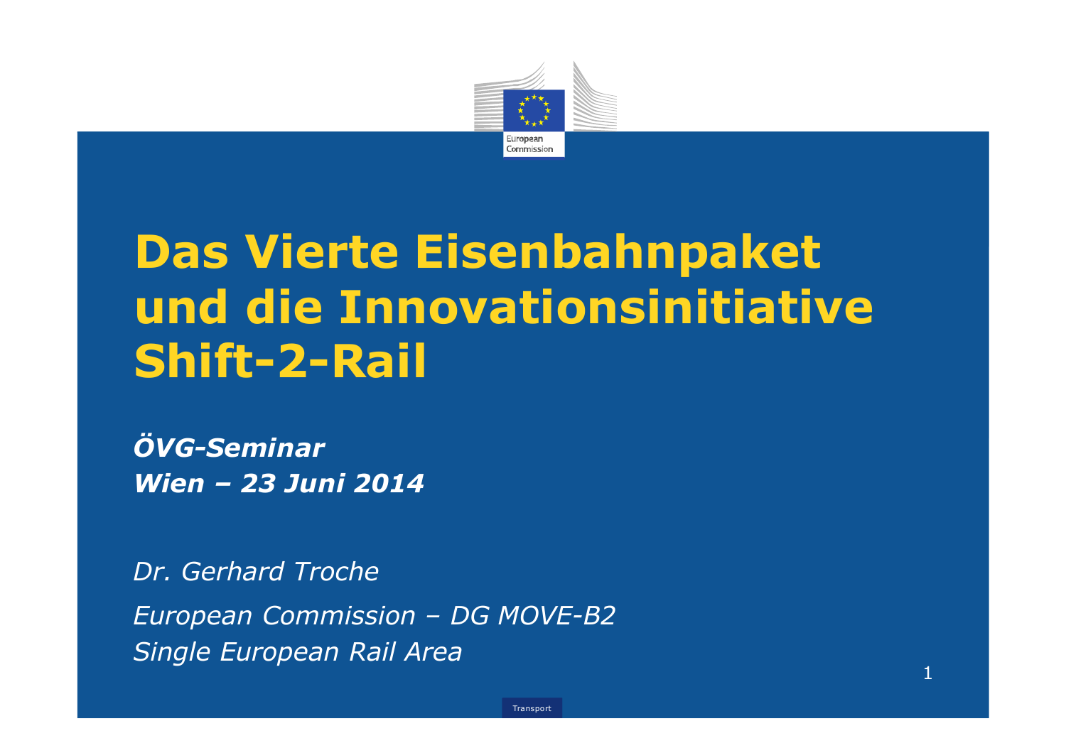# Das Vierte Eisenbahnpaket und die Innovationsinitiative Shift-2-Rail

***ÖVG-Seminar***
***Wien – 23 Juni 2014***

*Dr. Gerhard Troche*

*European Commission – DG MOVE-B2*
*Single European Rail Area*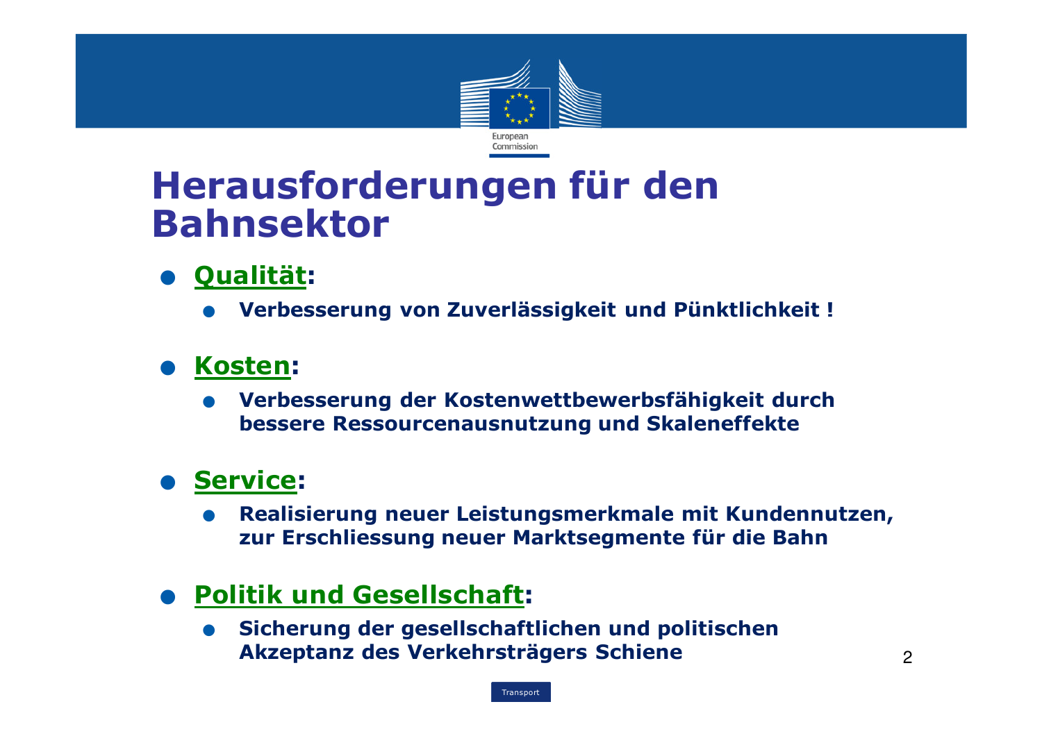# Herausforderungen für den Bahnsektor

- **Qualität:**
  - **Verbesserung von Zuverlässigkeit und Pünktlichkeit !**
- **Kosten:**
  - **Verbesserung der Kostenwettbewerbsfähigkeit durch bessere Ressourcenausnutzung und Skaleneffekte**
- **Service:**
  - **Realisierung neuer Leistungsmerkmale mit Kundennutzen, zur Erschliessung neuer Marktsegmente für die Bahn**
- **Politik und Gesellschaft:**
  - **Sicherung der gesellschaftlichen und politischen Akzeptanz des Verkehrsträgers Schiene**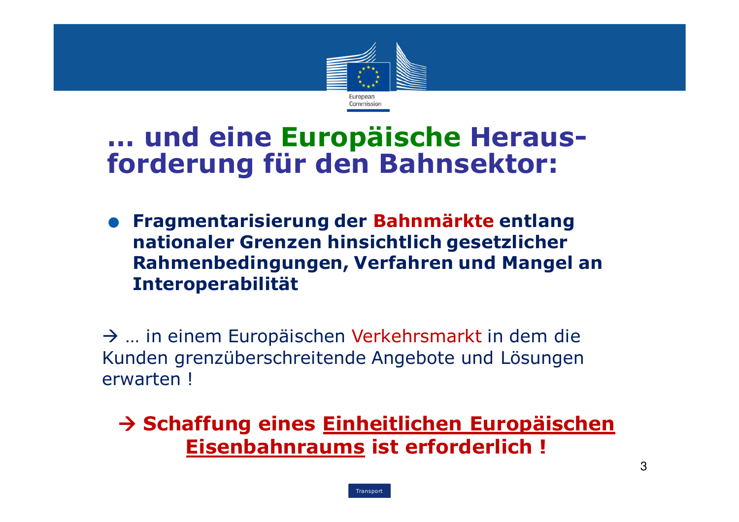# … und eine Europäische Heraus-forderung für den Bahnsektor:

- **Fragmentarisierung der Bahnmärkte entlang nationaler Grenzen hinsichtlich gesetzlicher Rahmenbedingungen, Verfahren und Mangel an Interoperabilität**

→ … in einem Europäischen Verkehrsmarkt in dem die Kunden grenzüberschreitende Angebote und Lösungen erwarten !

**→ Schaffung eines Einheitlichen Europäischen Eisenbahnraums ist erforderlich !**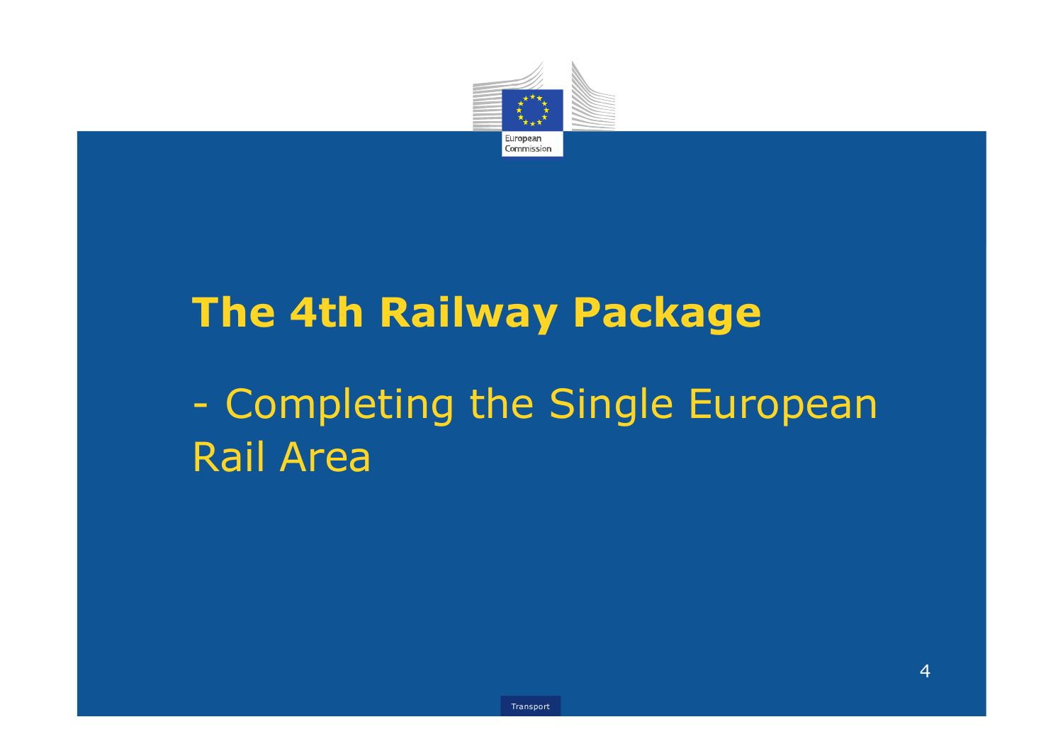# The 4th Railway Package

- Completing the Single European Rail Area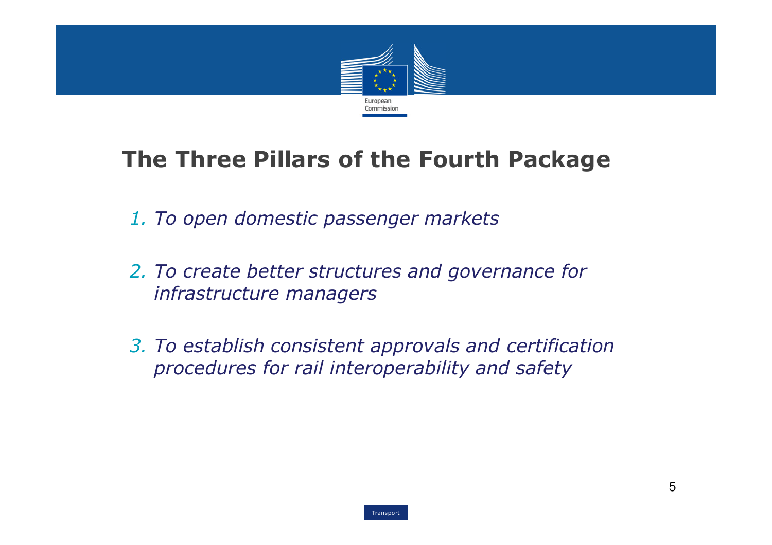# The Three Pillars of the Fourth Package

1. *To open domestic passenger markets*

2. *To create better structures and governance for infrastructure managers*

3. *To establish consistent approvals and certification procedures for rail interoperability and safety*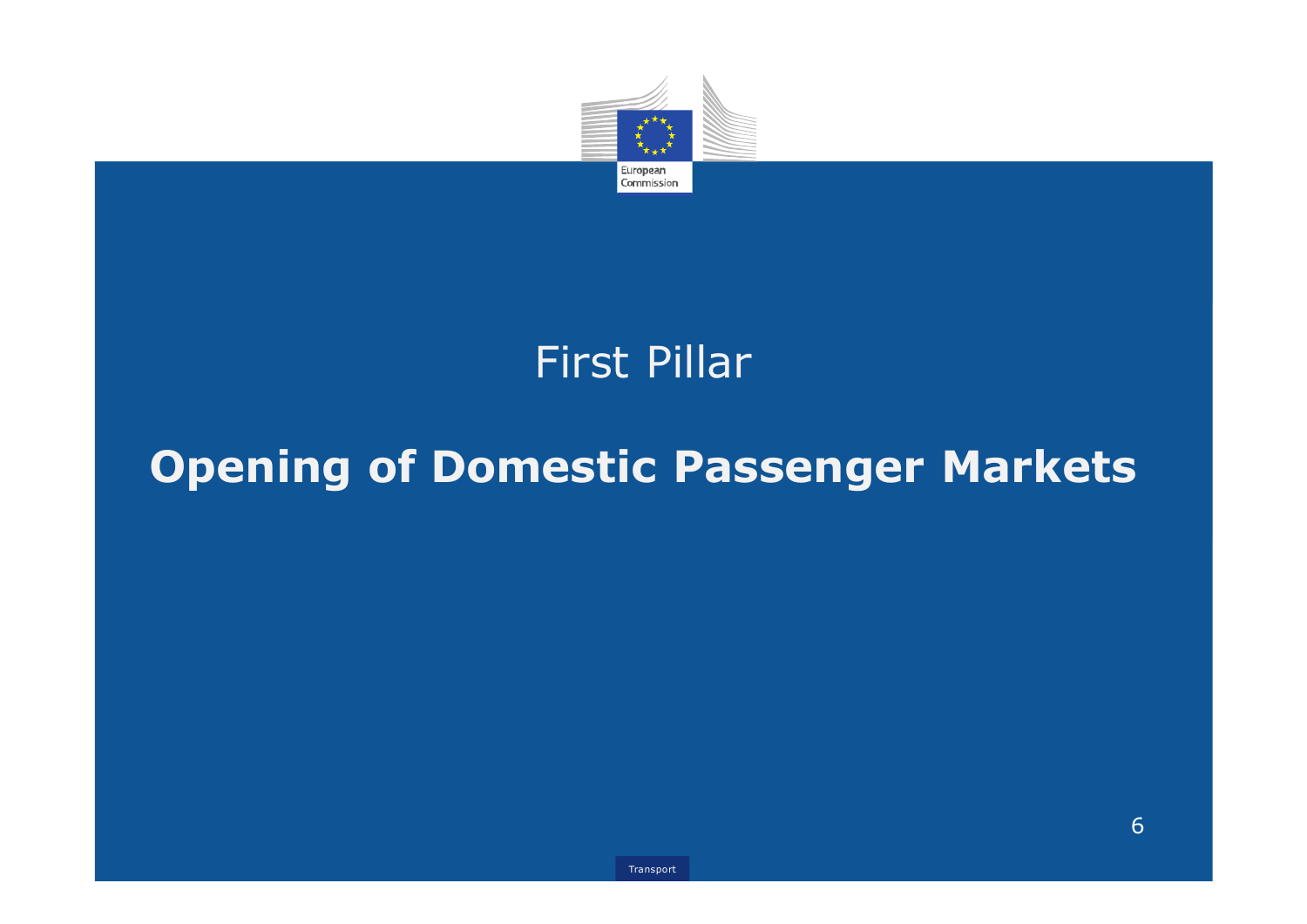# First Pillar

## Opening of Domestic Passenger Markets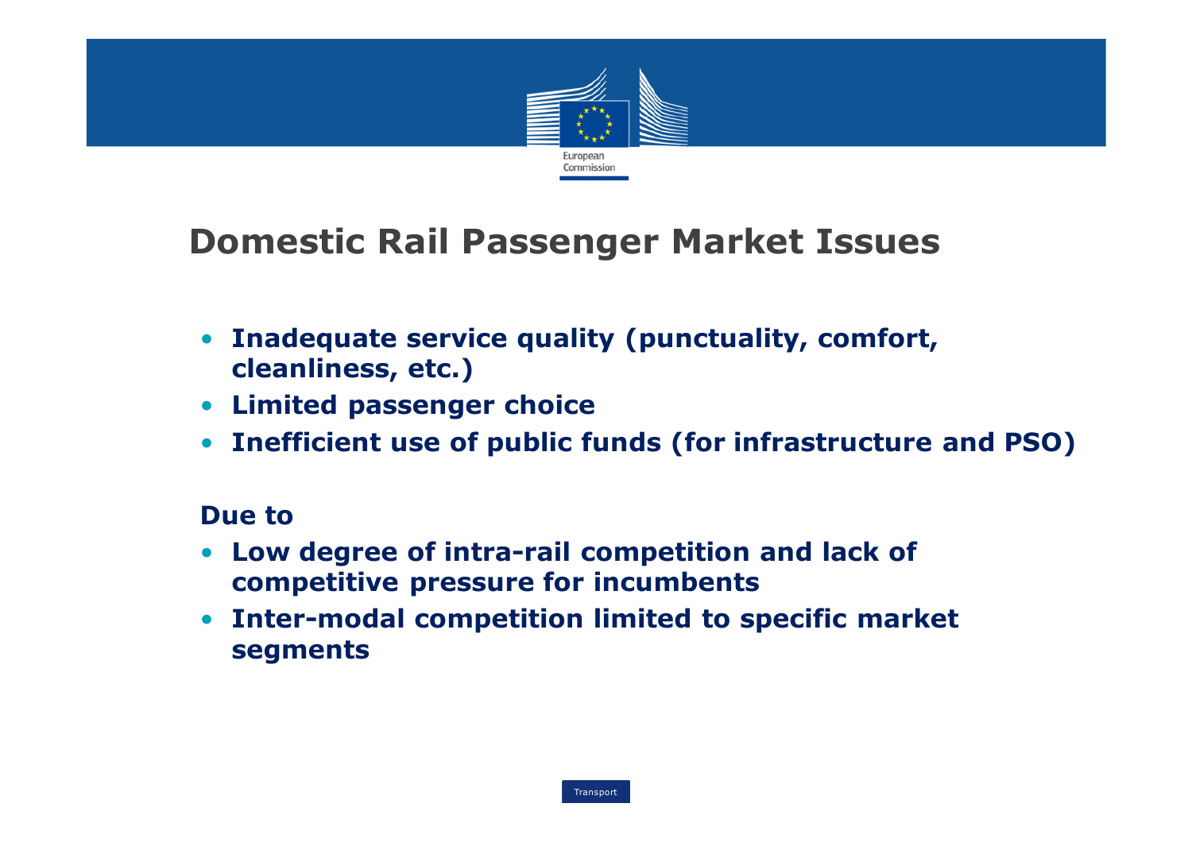# Domestic Rail Passenger Market Issues

- **Inadequate service quality (punctuality, comfort, cleanliness, etc.)**
- **Limited passenger choice**
- **Inefficient use of public funds (for infrastructure and PSO)**

**Due to**

- **Low degree of intra-rail competition and lack of competitive pressure for incumbents**
- **Inter-modal competition limited to specific market segments**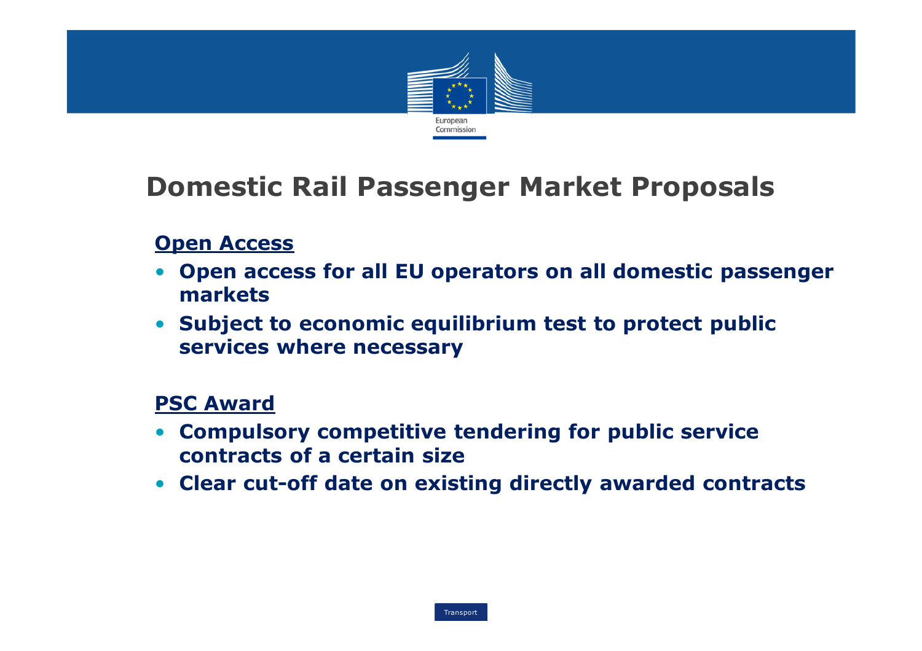# Domestic Rail Passenger Market Proposals

**Open Access**

- **Open access for all EU operators on all domestic passenger markets**
- **Subject to economic equilibrium test to protect public services where necessary**

**PSC Award**

- **Compulsory competitive tendering for public service contracts of a certain size**
- **Clear cut-off date on existing directly awarded contracts**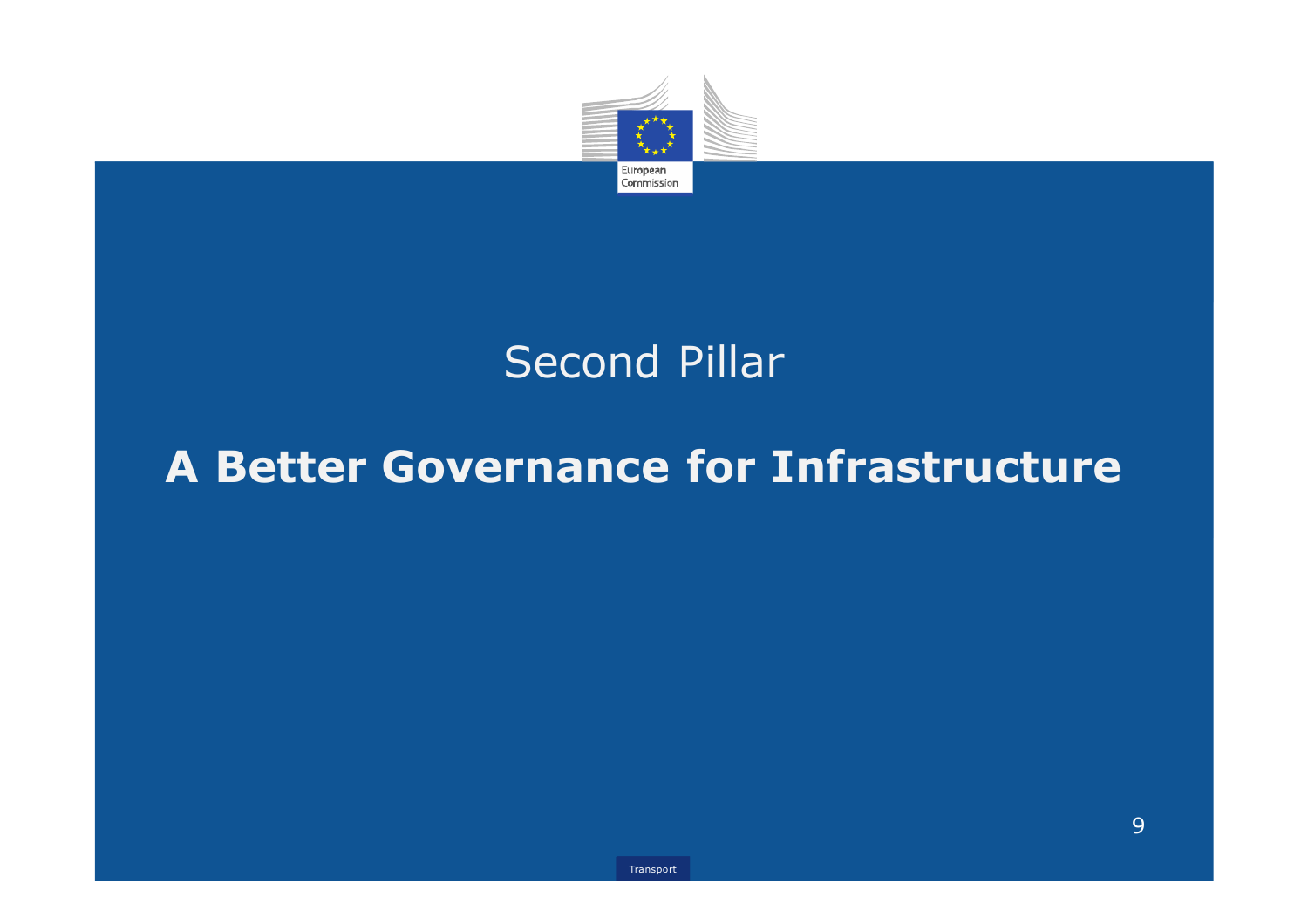## Second Pillar

# A Better Governance for Infrastructure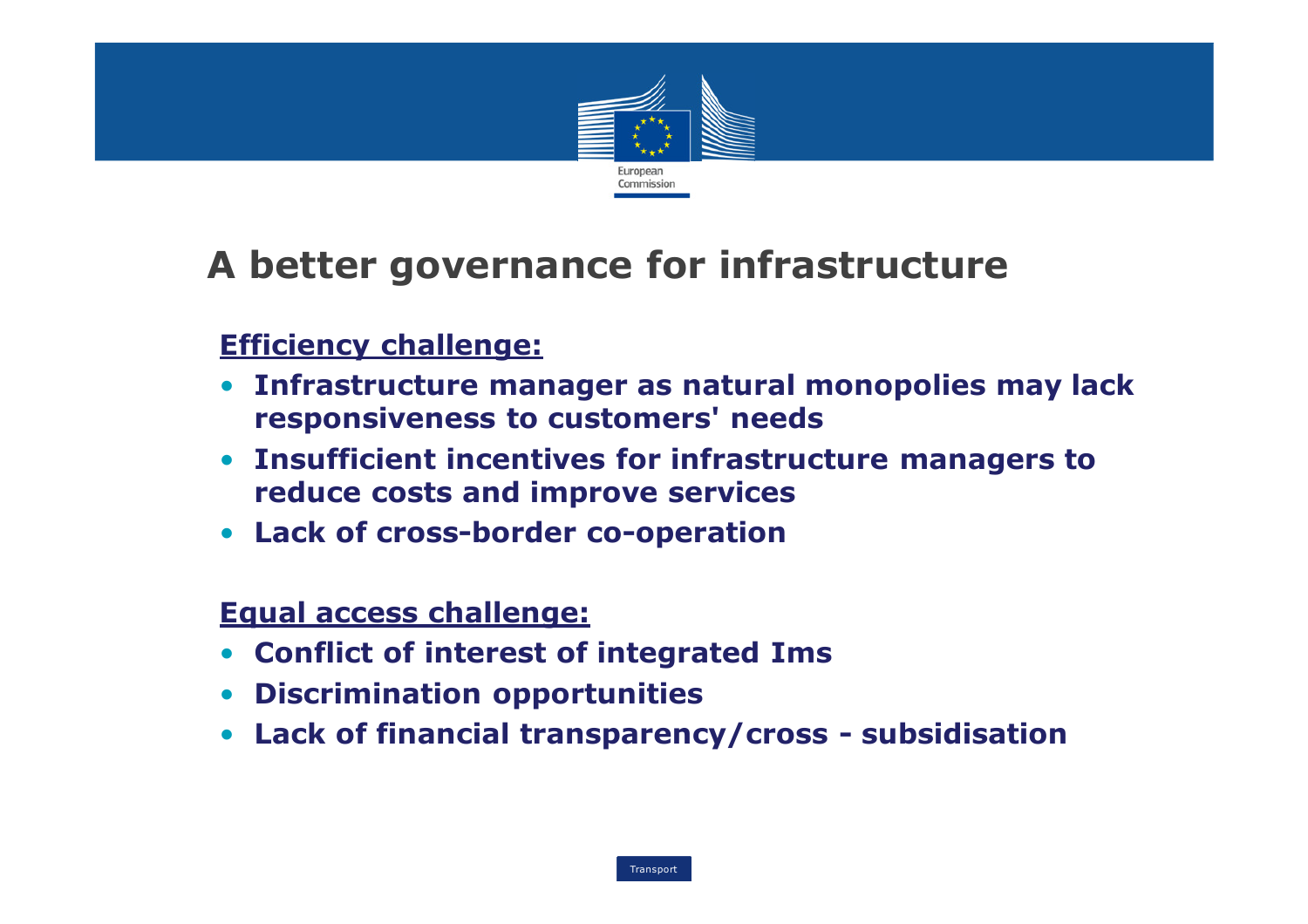# A better governance for infrastructure

**Efficiency challenge:**

- **Infrastructure manager as natural monopolies may lack responsiveness to customers' needs**
- **Insufficient incentives for infrastructure managers to reduce costs and improve services**
- **Lack of cross-border co-operation**

**Equal access challenge:**

- **Conflict of interest of integrated Ims**
- **Discrimination opportunities**
- **Lack of financial transparency/cross - subsidisation**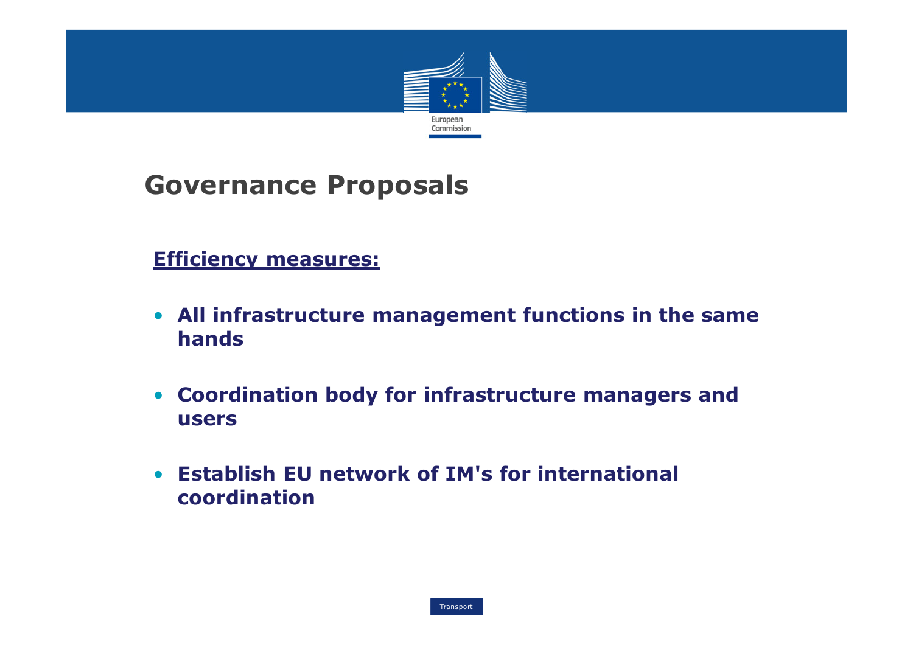# Governance Proposals

**Efficiency measures:**

- **All infrastructure management functions in the same hands**
- **Coordination body for infrastructure managers and users**
- **Establish EU network of IM's for international coordination**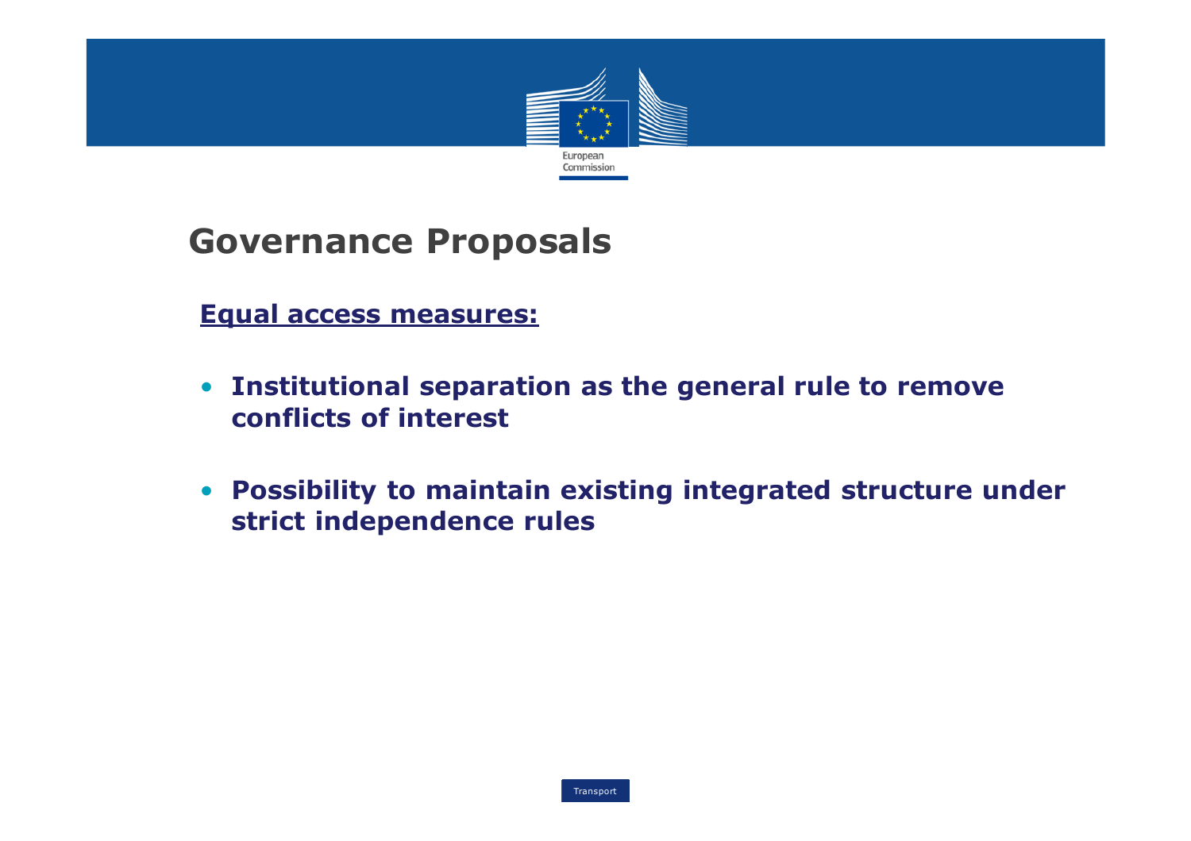# Governance Proposals

**Equal access measures:**

- **Institutional separation as the general rule to remove conflicts of interest**
- **Possibility to maintain existing integrated structure under strict independence rules**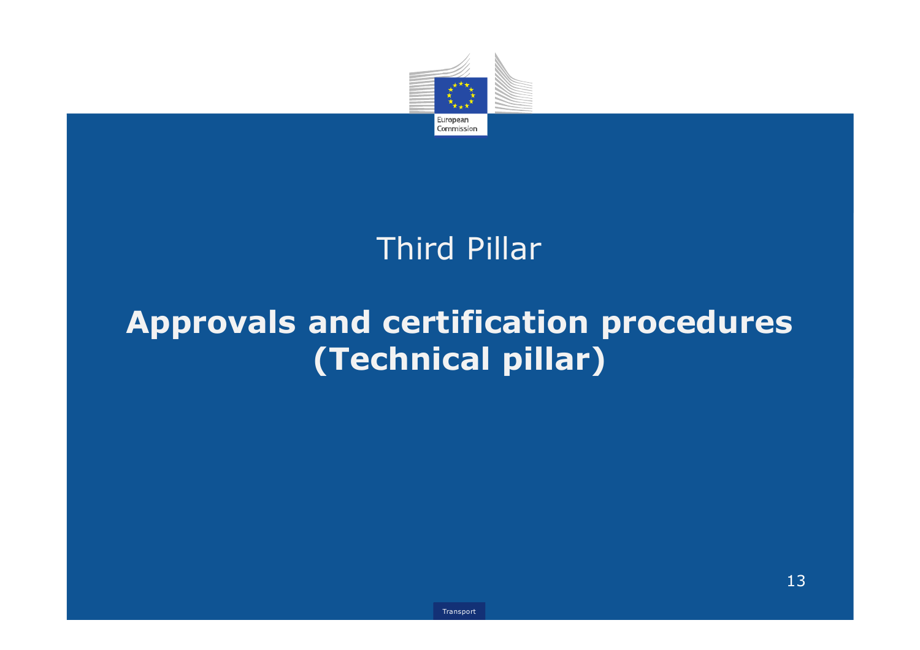# Third Pillar

## Approvals and certification procedures (Technical pillar)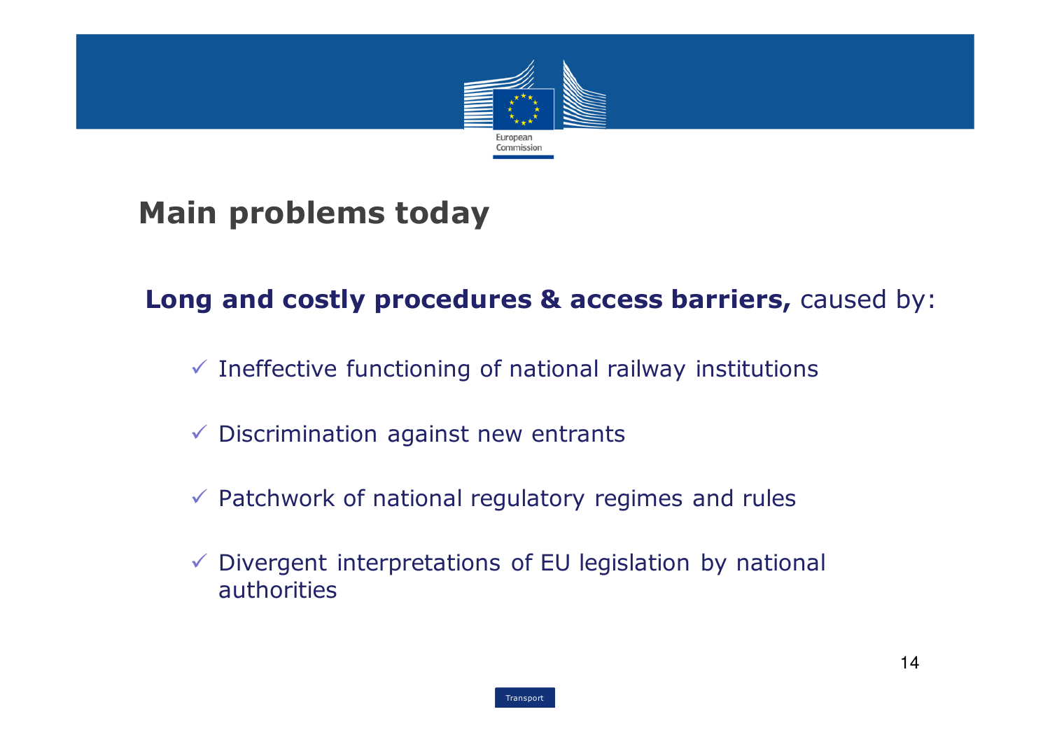# Main problems today

**Long and costly procedures & access barriers,** caused by:

- ✓ Ineffective functioning of national railway institutions
- ✓ Discrimination against new entrants
- ✓ Patchwork of national regulatory regimes and rules
- ✓ Divergent interpretations of EU legislation by national authorities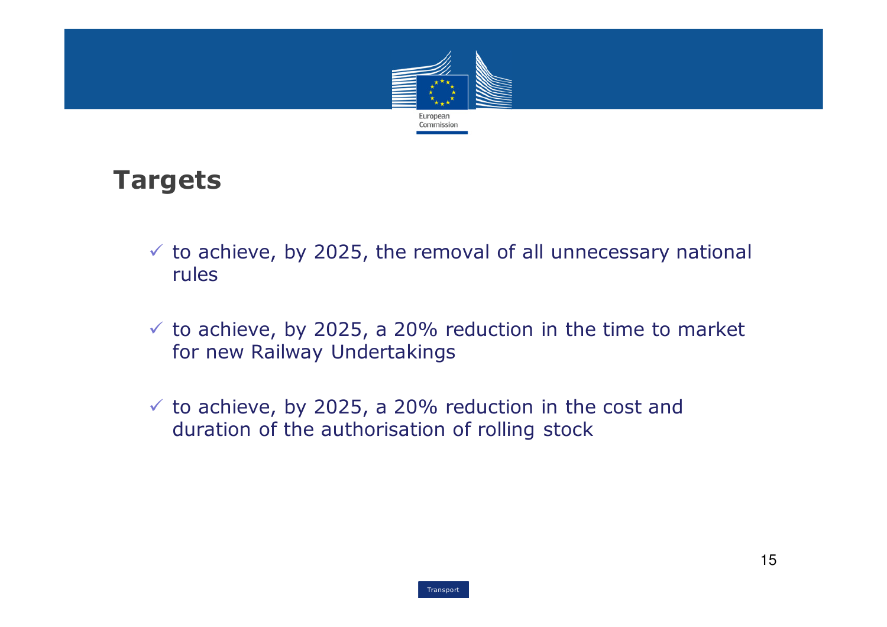# Targets

- ✓ to achieve, by 2025, the removal of all unnecessary national rules
- ✓ to achieve, by 2025, a 20% reduction in the time to market for new Railway Undertakings
- ✓ to achieve, by 2025, a 20% reduction in the cost and duration of the authorisation of rolling stock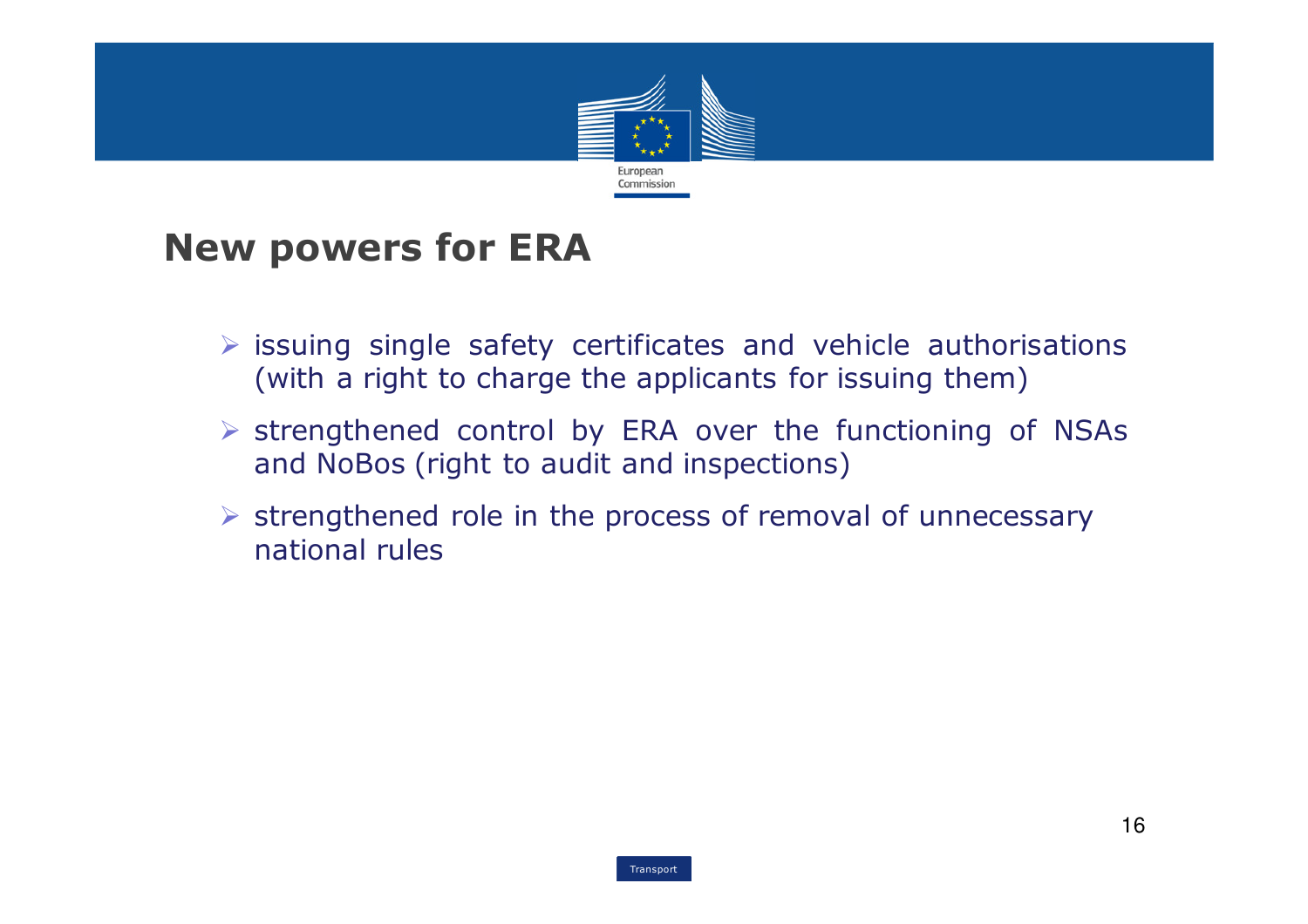## New powers for ERA

- issuing single safety certificates and vehicle authorisations (with a right to charge the applicants for issuing them)
- strengthened control by ERA over the functioning of NSAs and NoBos (right to audit and inspections)
- strengthened role in the process of removal of unnecessary national rules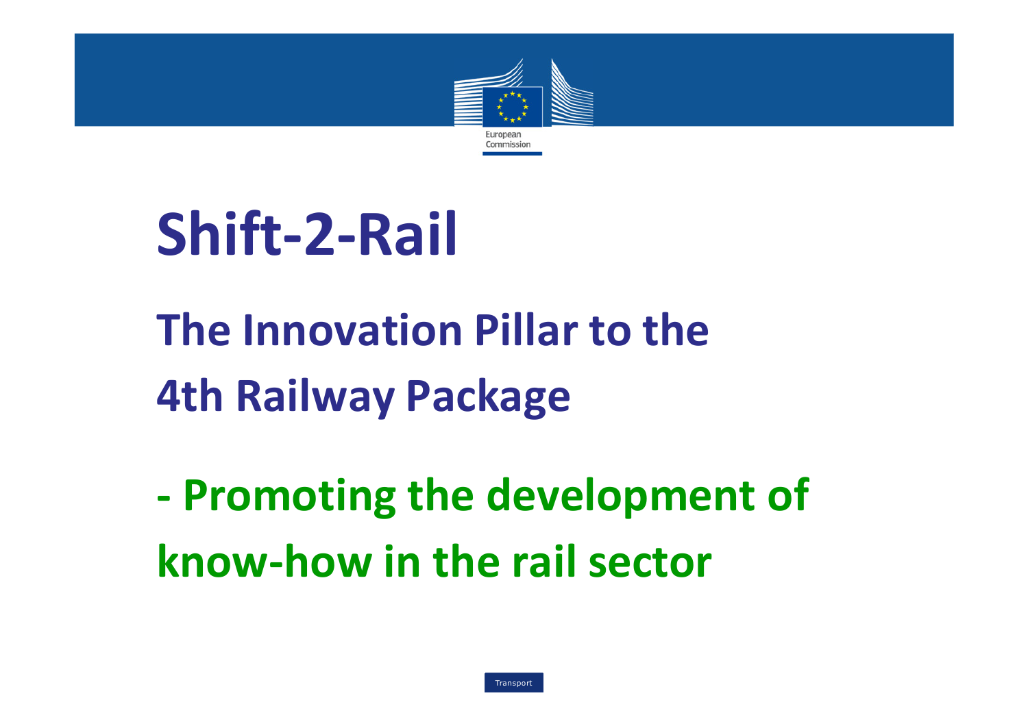# Shift-2-Rail

## The Innovation Pillar to the 4th Railway Package

## - Promoting the development of know-how in the rail sector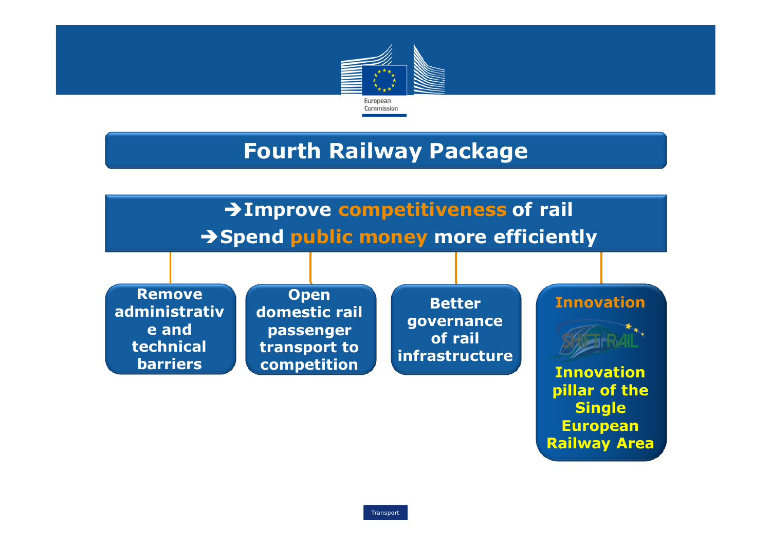# Fourth Railway Package

**➔Improve competitiveness of rail**

**➔Spend public money more efficiently**

- **Remove administrative and technical barriers**
- **Open domestic rail passenger transport to competition**
- **Better governance of rail infrastructure**
- **Innovation**
  - SHIFT²RAIL
  - **Innovation pillar of the Single European Railway Area**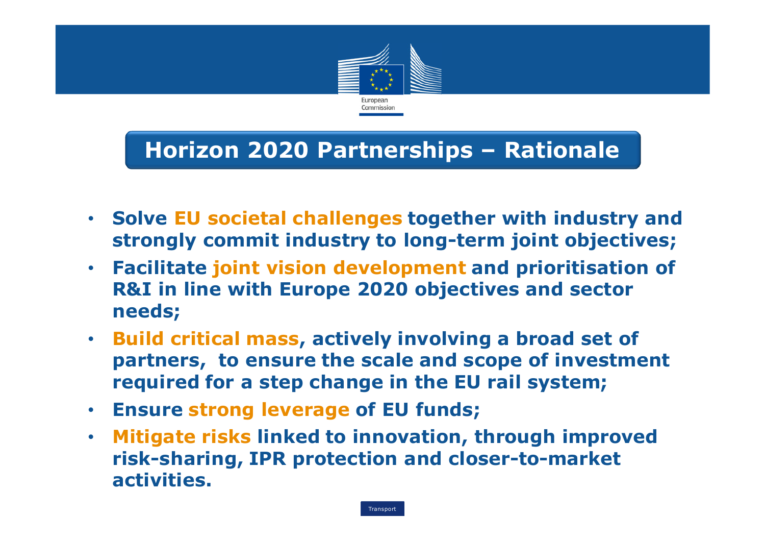# Horizon 2020 Partnerships – Rationale

- **Solve EU societal challenges together with industry and strongly commit industry to long-term joint objectives;**
- **Facilitate joint vision development and prioritisation of R&I in line with Europe 2020 objectives and sector needs;**
- **Build critical mass, actively involving a broad set of partners, to ensure the scale and scope of investment required for a step change in the EU rail system;**
- **Ensure strong leverage of EU funds;**
- **Mitigate risks linked to innovation, through improved risk-sharing, IPR protection and closer-to-market activities.**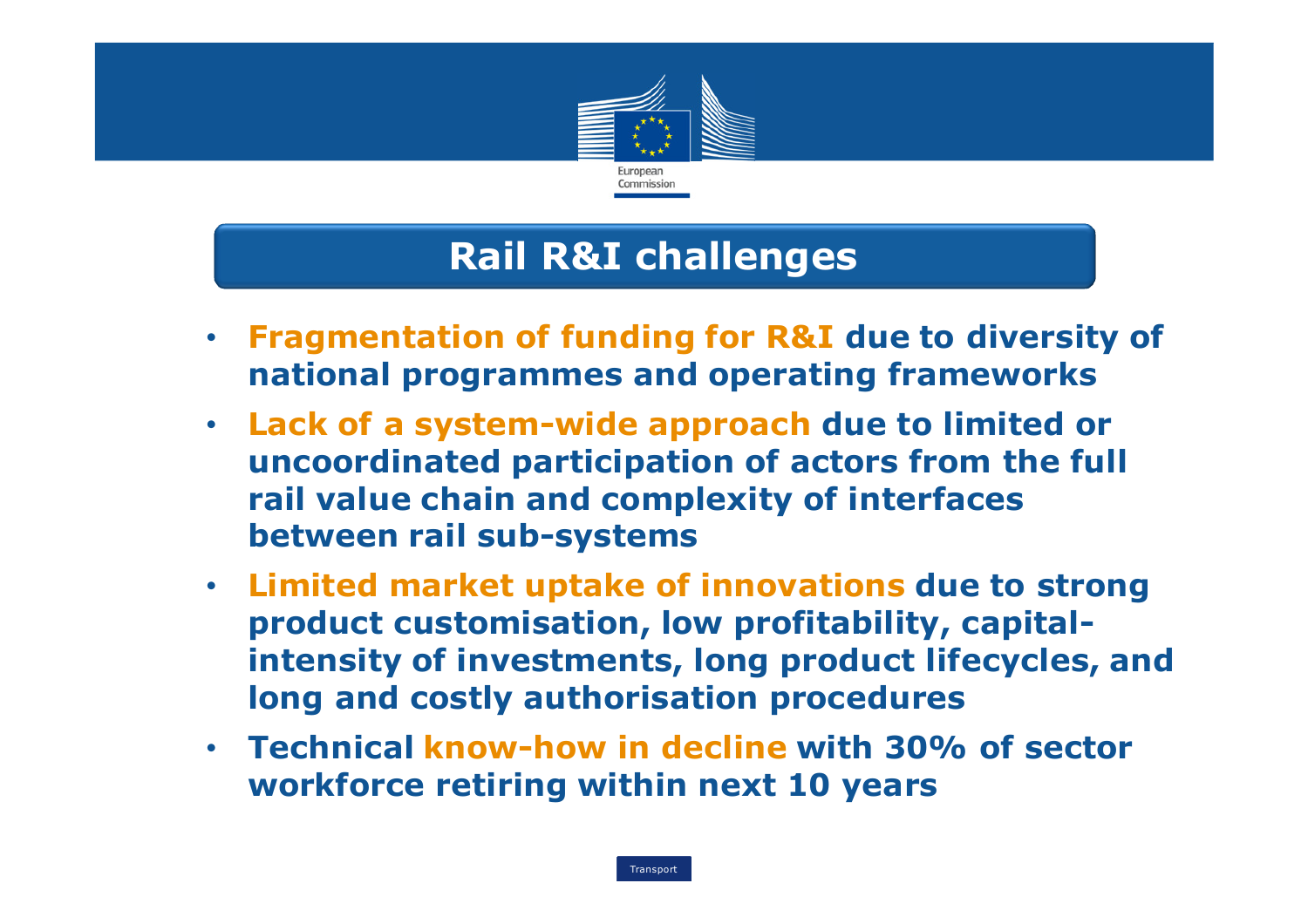# Rail R&I challenges

- **Fragmentation of funding for R&I** due to diversity of national programmes and operating frameworks
- **Lack of a system-wide approach** due to limited or uncoordinated participation of actors from the full rail value chain and complexity of interfaces between rail sub-systems
- **Limited market uptake of innovations** due to strong product customisation, low profitability, capital-intensity of investments, long product lifecycles, and long and costly authorisation procedures
- Technical **know-how in decline** with 30% of sector workforce retiring within next 10 years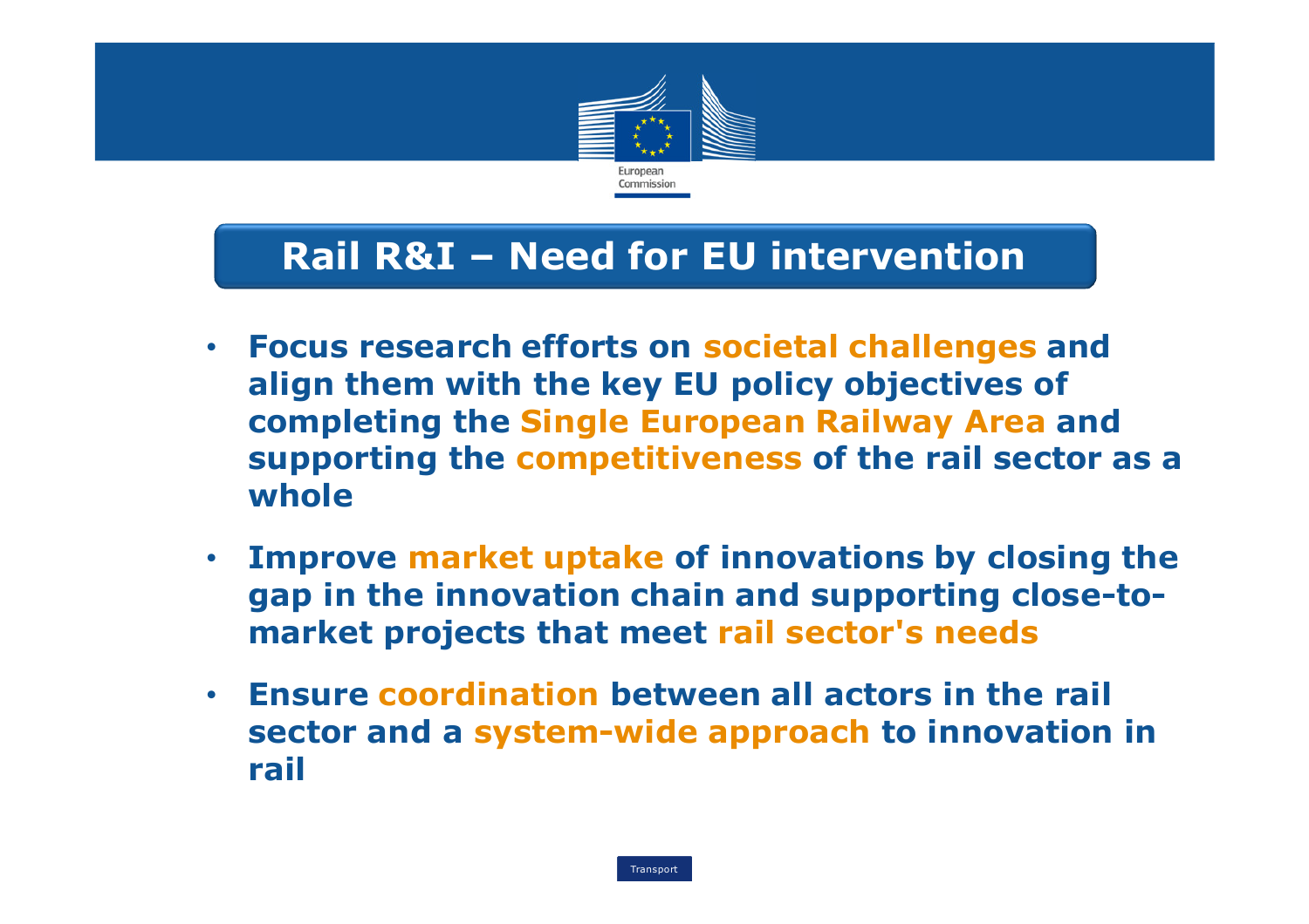# Rail R&I – Need for EU intervention

- **Focus research efforts on societal challenges and align them with the key EU policy objectives of completing the Single European Railway Area and supporting the competitiveness of the rail sector as a whole**
- **Improve market uptake of innovations by closing the gap in the innovation chain and supporting close-to-market projects that meet rail sector's needs**
- **Ensure coordination between all actors in the rail sector and a system-wide approach to innovation in rail**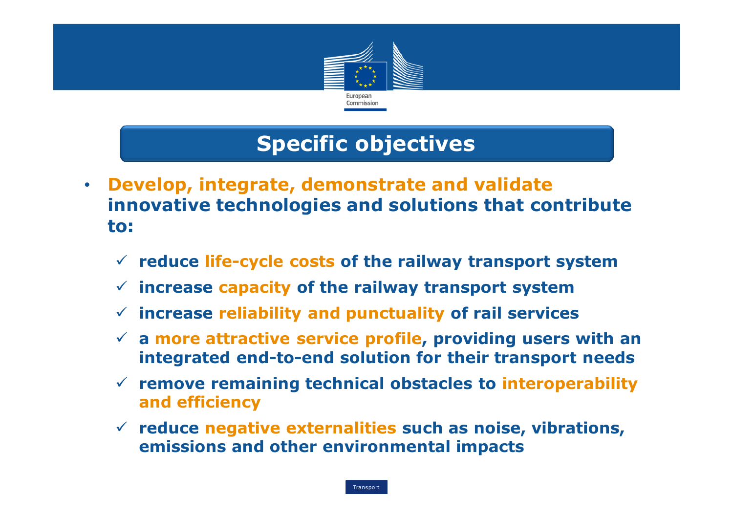# Specific objectives

- **Develop, integrate, demonstrate and validate innovative technologies and solutions that contribute to:**
  - ✓ **reduce life-cycle costs of the railway transport system**
  - ✓ **increase capacity of the railway transport system**
  - ✓ **increase reliability and punctuality of rail services**
  - ✓ **a more attractive service profile, providing users with an integrated end-to-end solution for their transport needs**
  - ✓ **remove remaining technical obstacles to interoperability and efficiency**
  - ✓ **reduce negative externalities such as noise, vibrations, emissions and other environmental impacts**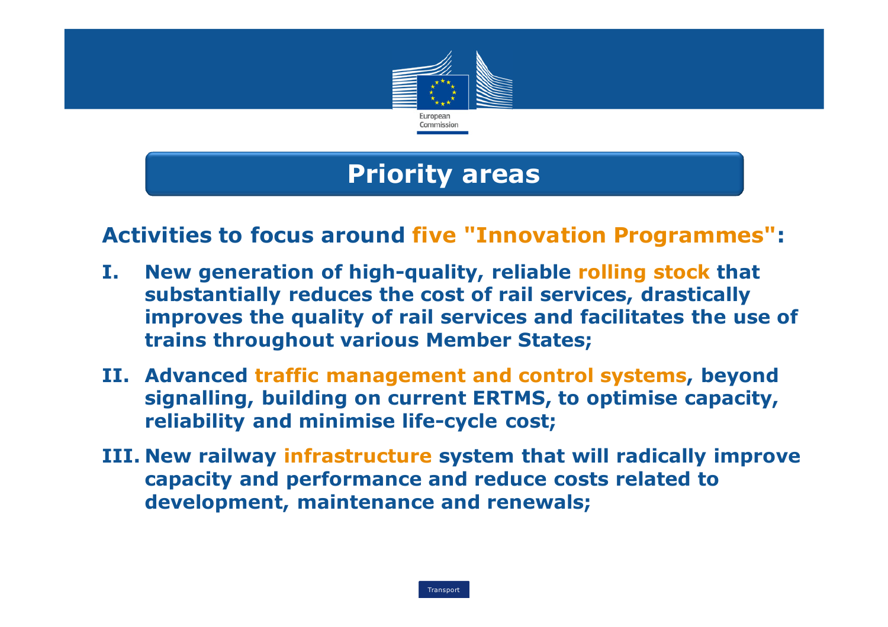# Priority areas

**Activities to focus around five "Innovation Programmes":**

I. **New generation of high-quality, reliable rolling stock that substantially reduces the cost of rail services, drastically improves the quality of rail services and facilitates the use of trains throughout various Member States;**

II. **Advanced traffic management and control systems, beyond signalling, building on current ERTMS, to optimise capacity, reliability and minimise life-cycle cost;**

III. **New railway infrastructure system that will radically improve capacity and performance and reduce costs related to development, maintenance and renewals;**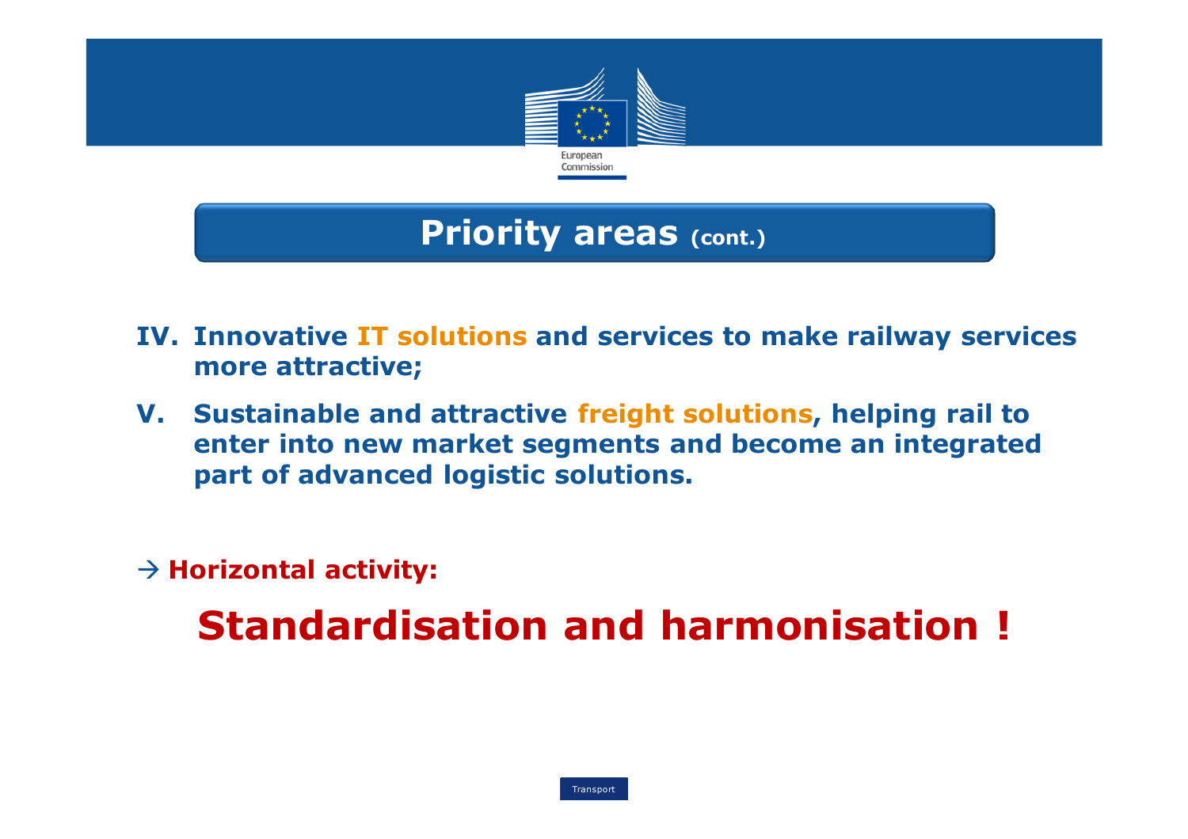## Priority areas (cont.)

IV. Innovative IT solutions and services to make railway services more attractive;

V. Sustainable and attractive freight solutions, helping rail to enter into new market segments and become an integrated part of advanced logistic solutions.

→ **Horizontal activity:**

# Standardisation and harmonisation !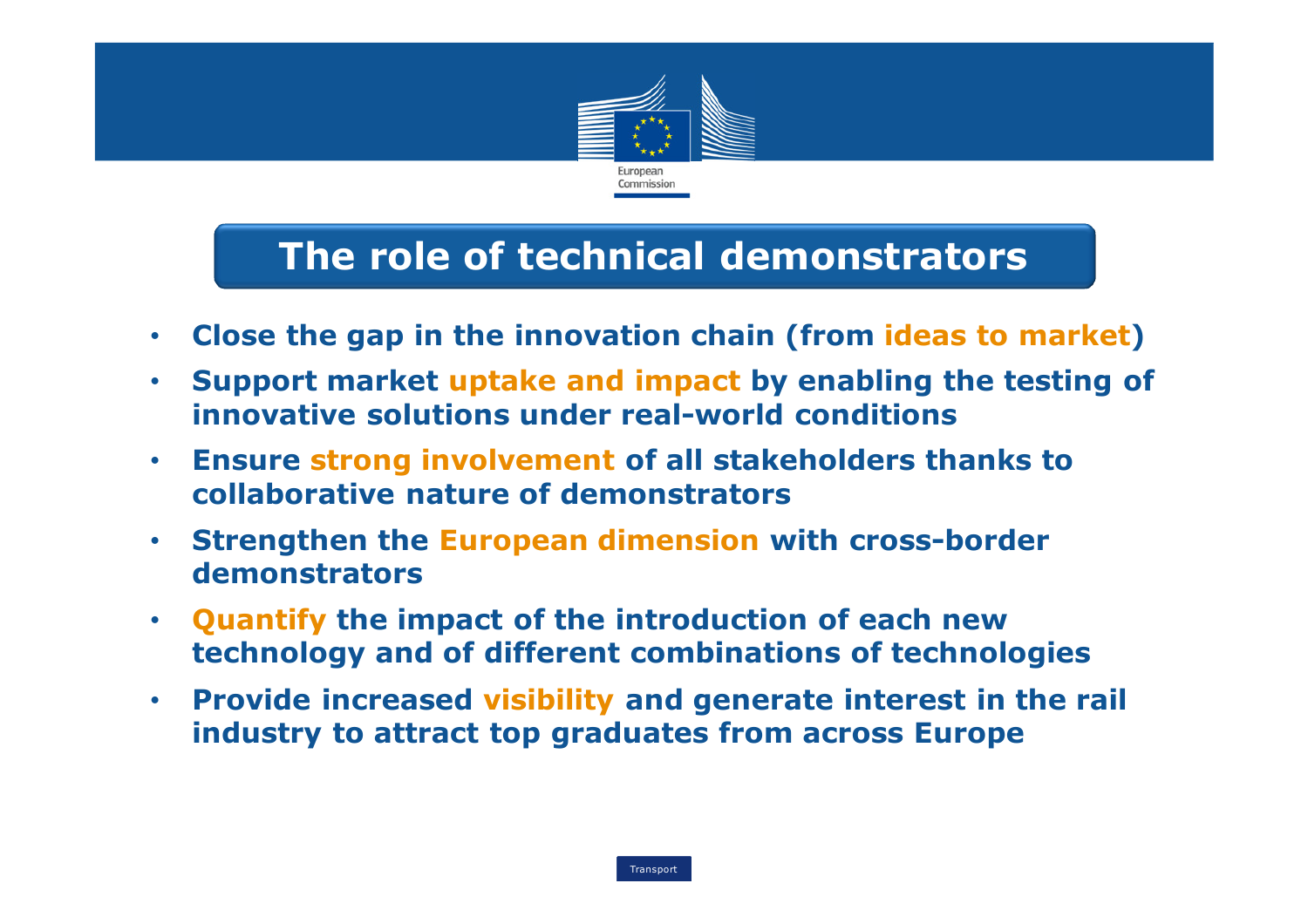# The role of technical demonstrators

- **Close the gap in the innovation chain (from ideas to market)**
- **Support market uptake and impact by enabling the testing of innovative solutions under real-world conditions**
- **Ensure strong involvement of all stakeholders thanks to collaborative nature of demonstrators**
- **Strengthen the European dimension with cross-border demonstrators**
- **Quantify the impact of the introduction of each new technology and of different combinations of technologies**
- **Provide increased visibility and generate interest in the rail industry to attract top graduates from across Europe**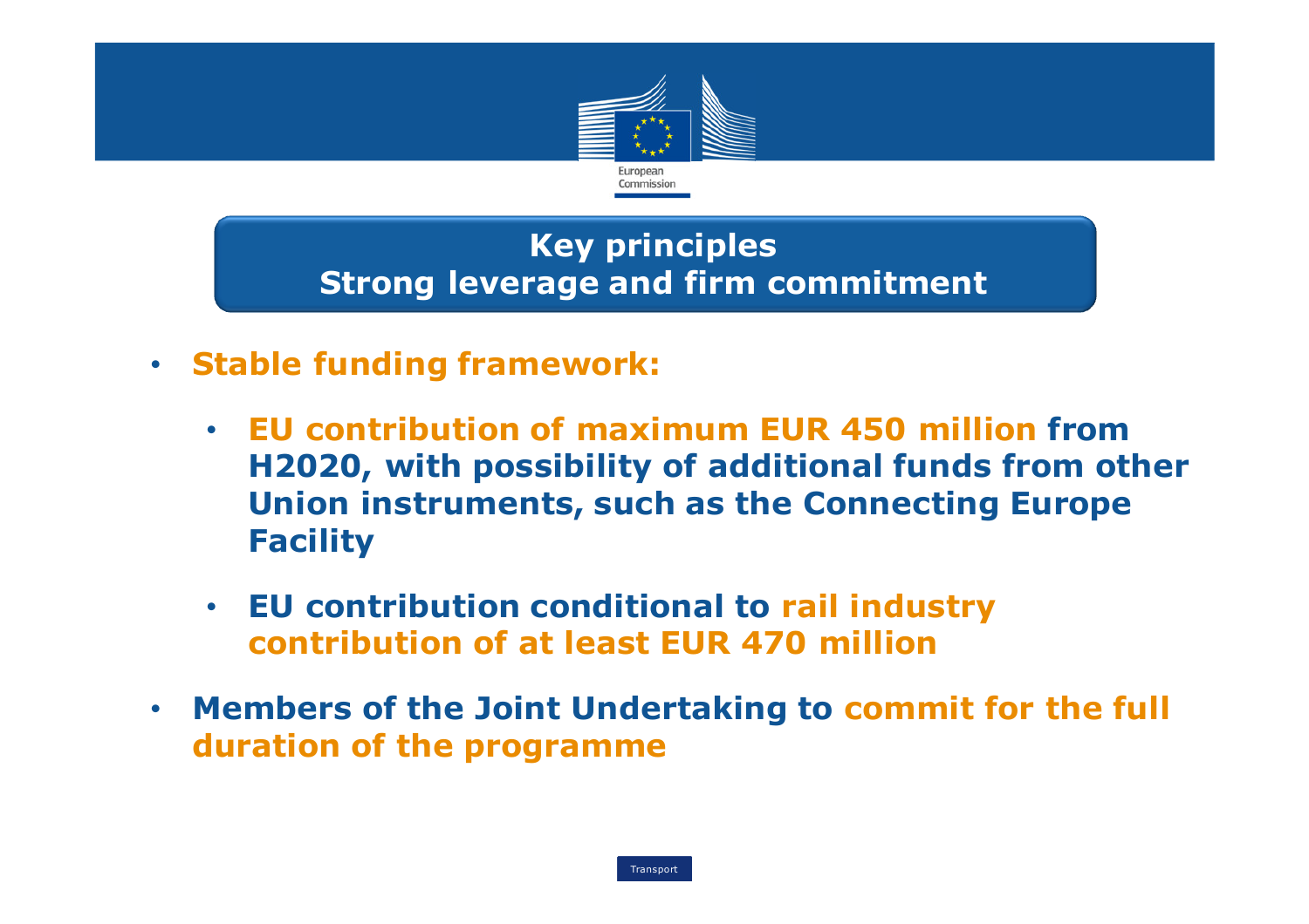## Key principles
## Strong leverage and firm commitment

- **Stable funding framework:**
  - **EU contribution of maximum EUR 450 million from H2020, with possibility of additional funds from other Union instruments, such as the Connecting Europe Facility**
  - **EU contribution conditional to rail industry contribution of at least EUR 470 million**
- **Members of the Joint Undertaking to commit for the full duration of the programme**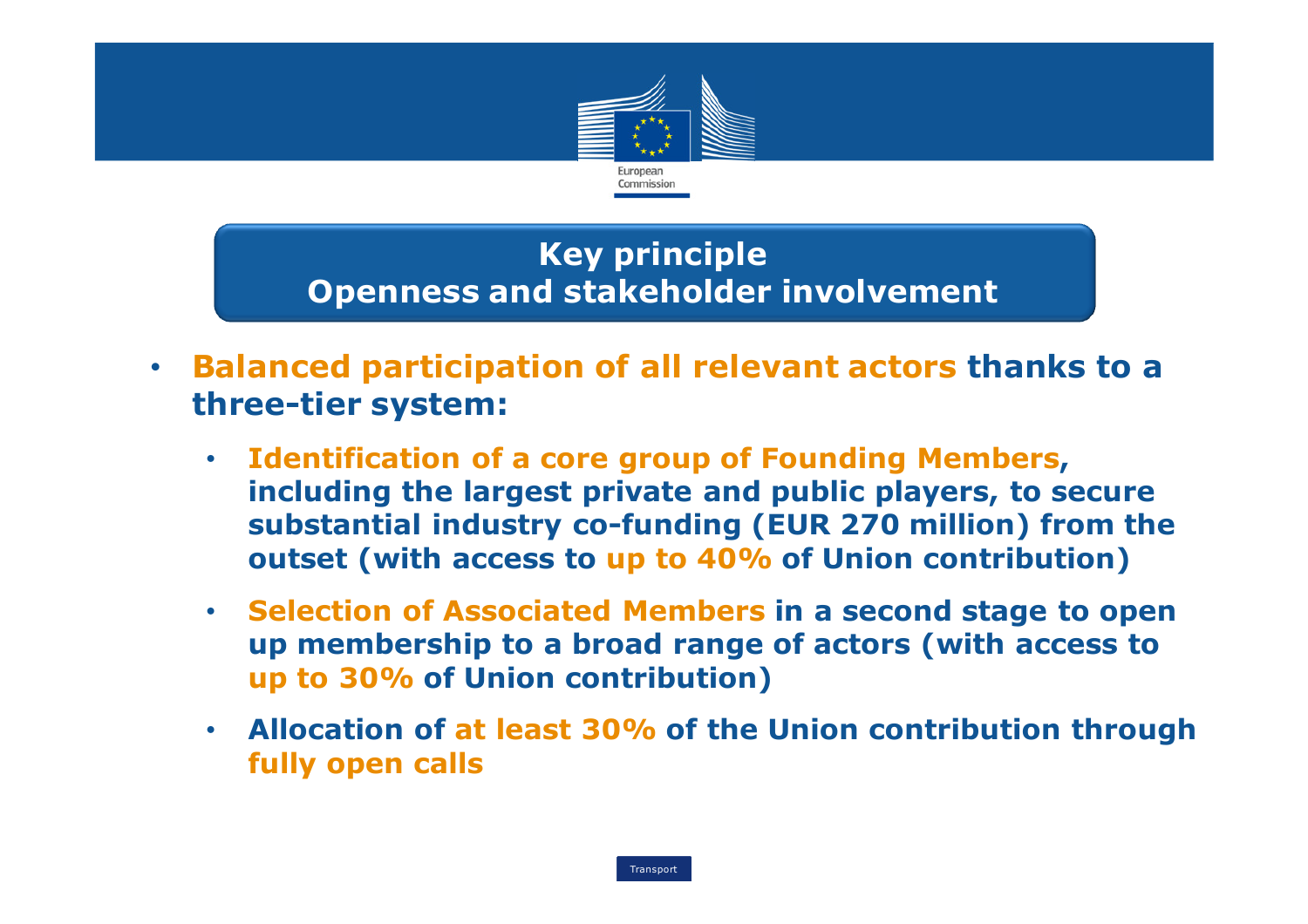## Key principle
## Openness and stakeholder involvement

- **Balanced participation of all relevant actors thanks to a three-tier system:**
  - **Identification of a core group of Founding Members, including the largest private and public players, to secure substantial industry co-funding (EUR 270 million) from the outset (with access to up to 40% of Union contribution)**
  - **Selection of Associated Members in a second stage to open up membership to a broad range of actors (with access to up to 30% of Union contribution)**
  - **Allocation of at least 30% of the Union contribution through fully open calls**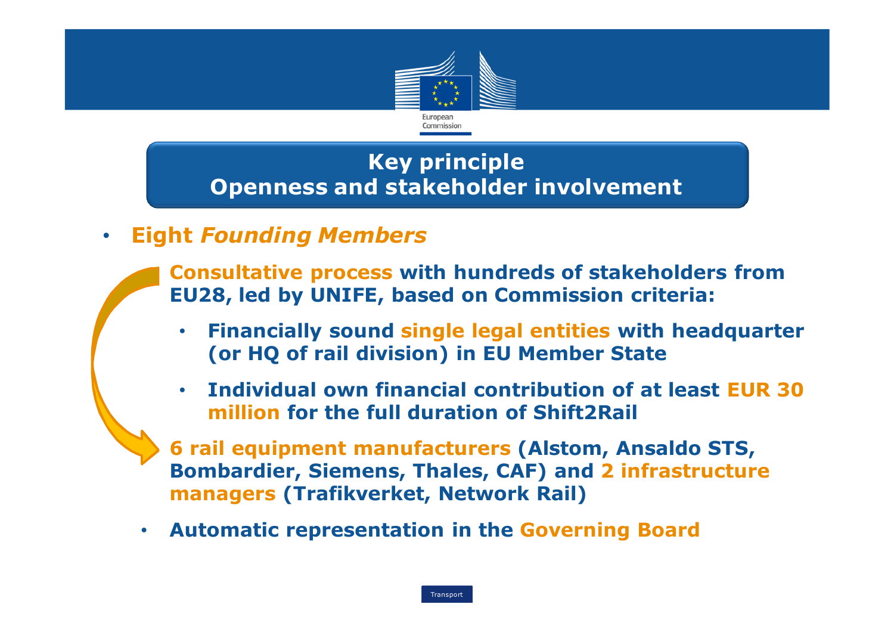## Key principle
## Openness and stakeholder involvement

- **Eight *Founding Members***

  **Consultative process with hundreds of stakeholders from EU28, led by UNIFE, based on Commission criteria:**

  - **Financially sound single legal entities with headquarter (or HQ of rail division) in EU Member State**
  - **Individual own financial contribution of at least EUR 30 million for the full duration of Shift2Rail**

  **6 rail equipment manufacturers (Alstom, Ansaldo STS, Bombardier, Siemens, Thales, CAF) and 2 infrastructure managers (Trafikverket, Network Rail)**

  - **Automatic representation in the Governing Board**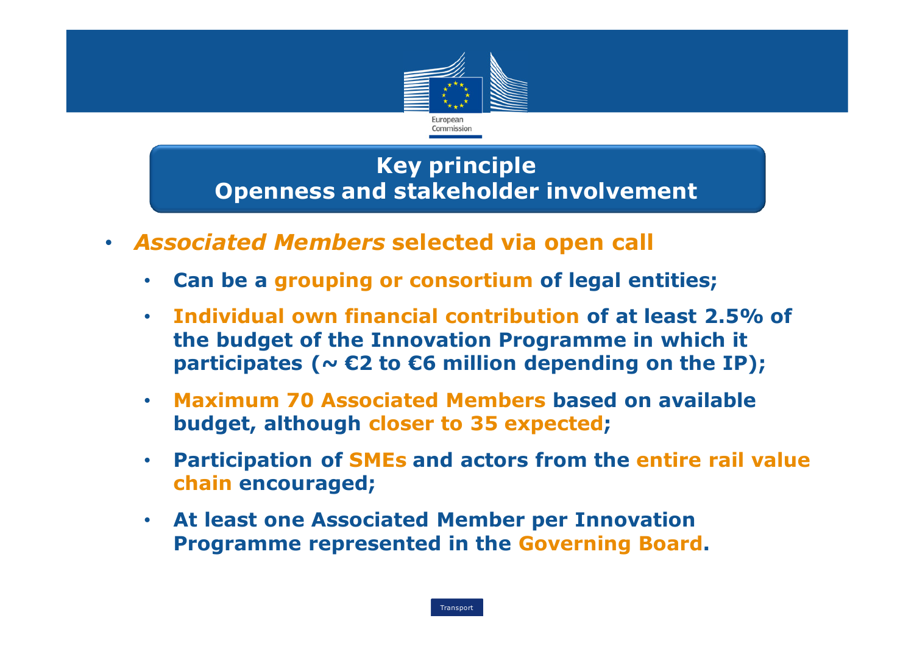# Key principle
## Openness and stakeholder involvement

- ***Associated Members* selected via open call**
  - **Can be a grouping or consortium of legal entities;**
  - **Individual own financial contribution of at least 2.5% of the budget of the Innovation Programme in which it participates (~ €2 to €6 million depending on the IP);**
  - **Maximum 70 Associated Members based on available budget, although closer to 35 expected;**
  - **Participation of SMEs and actors from the entire rail value chain encouraged;**
  - **At least one Associated Member per Innovation Programme represented in the Governing Board.**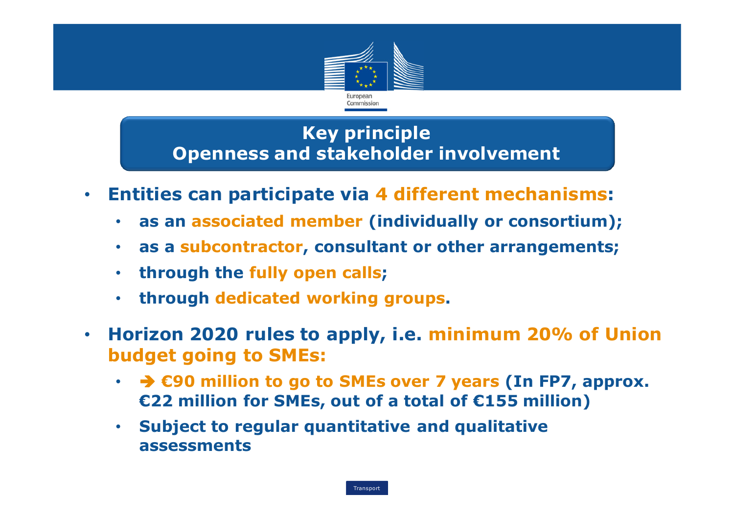## Key principle
## Openness and stakeholder involvement

- **Entities can participate via 4 different mechanisms:**
  - **as an associated member (individually or consortium);**
  - **as a subcontractor, consultant or other arrangements;**
  - **through the fully open calls;**
  - **through dedicated working groups.**
- **Horizon 2020 rules to apply, i.e. minimum 20% of Union budget going to SMEs:**
  - **➔ €90 million to go to SMEs over 7 years (In FP7, approx. €22 million for SMEs, out of a total of €155 million)**
  - **Subject to regular quantitative and qualitative assessments**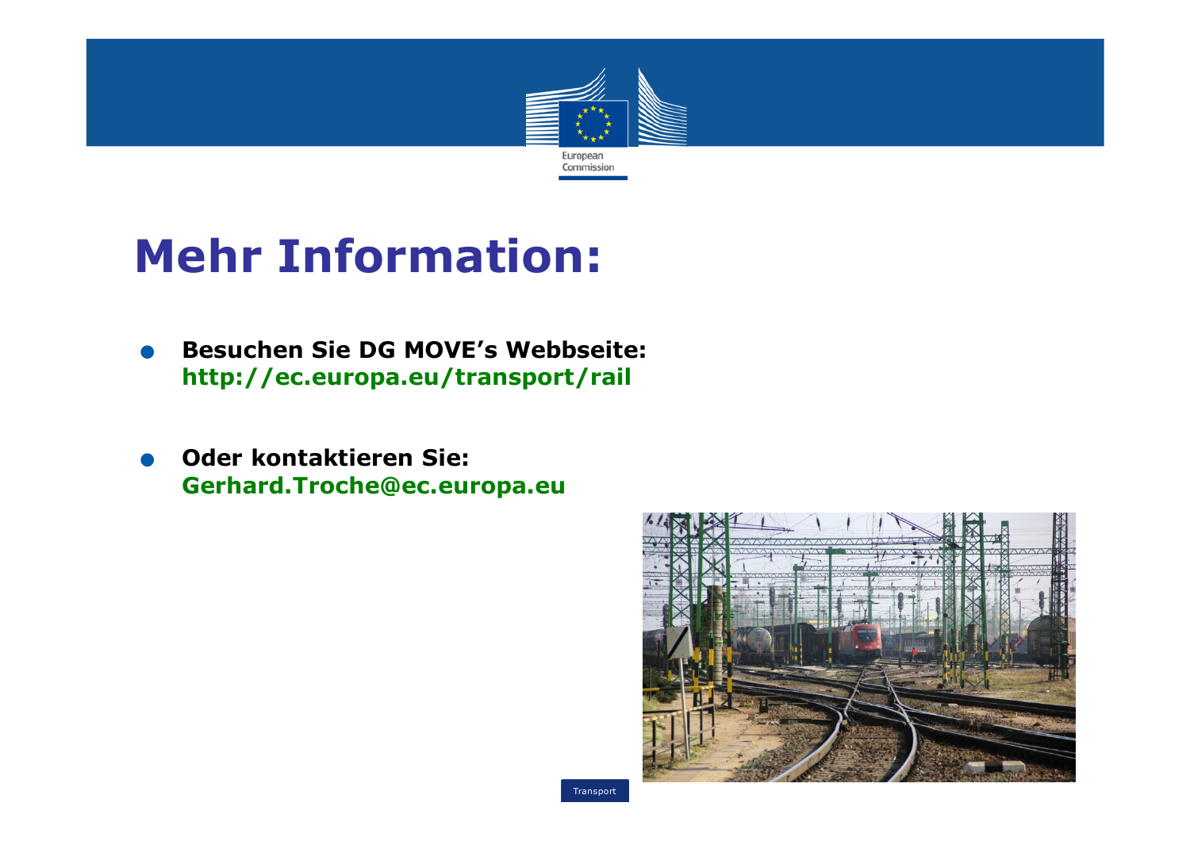# Mehr Information:

- **Besuchen Sie DG MOVE's Webbseite:**
  **http://ec.europa.eu/transport/rail**

- **Oder kontaktieren Sie:**
  **Gerhard.Troche@ec.europa.eu**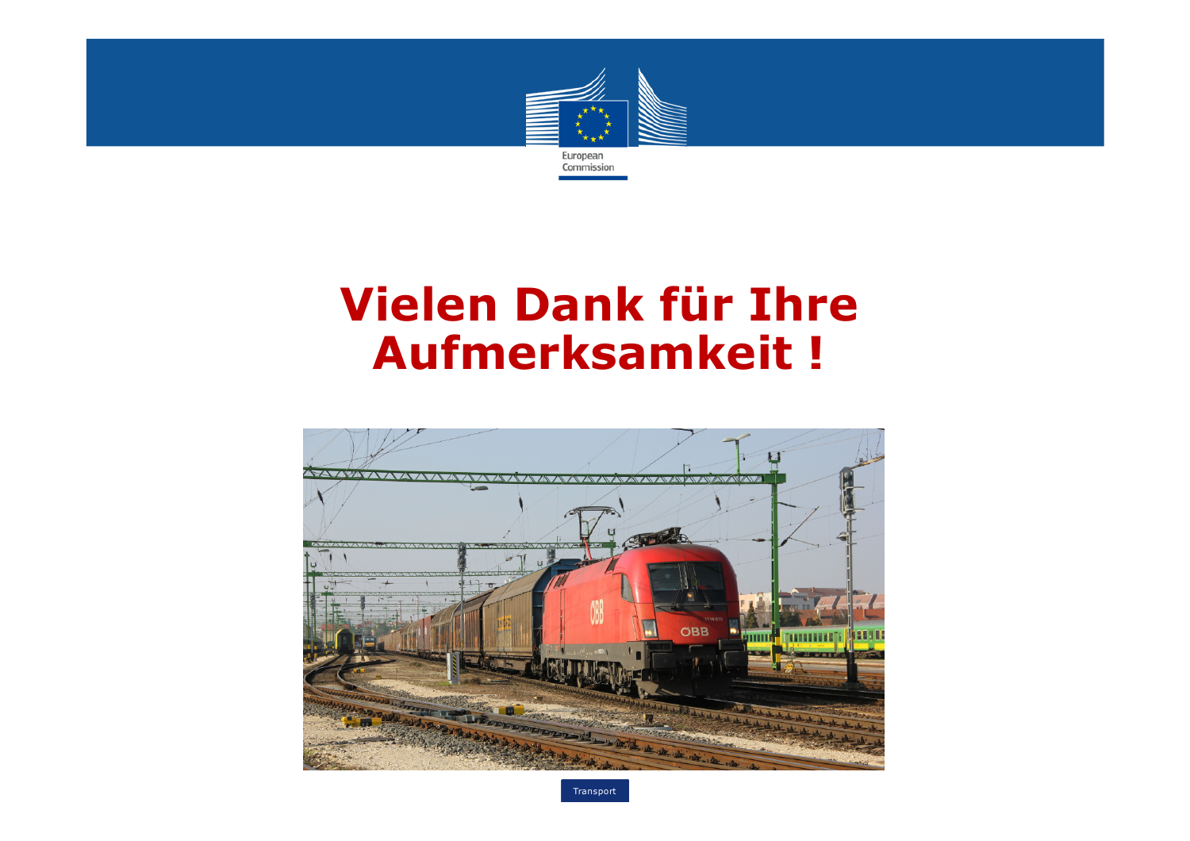# Vielen Dank für Ihre Aufmerksamkeit !